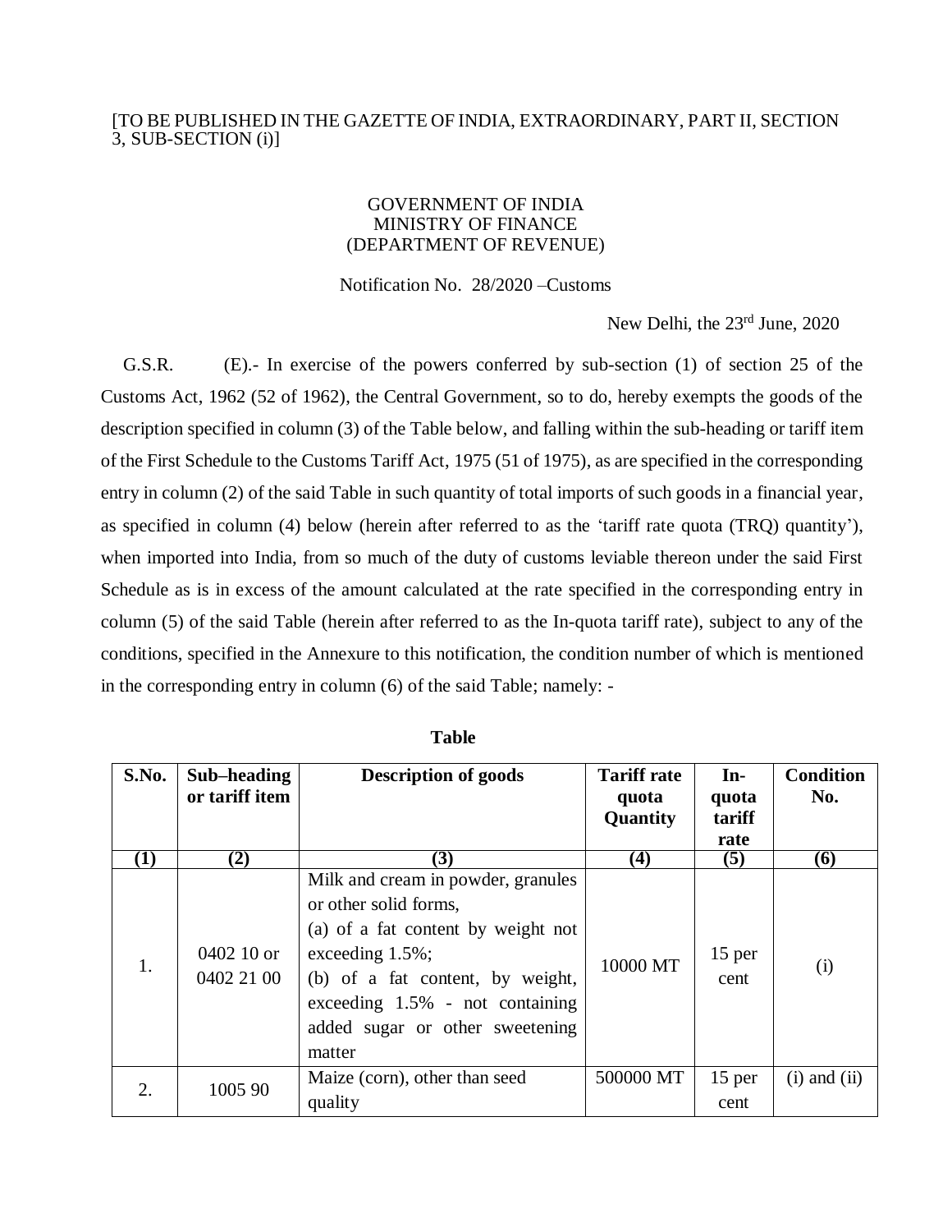[TO BE PUBLISHED IN THE GAZETTE OF INDIA, EXTRAORDINARY, PART II, SECTION 3, SUB-SECTION (i)]

GOVERNMENT OF INDIA
MINISTRY OF FINANCE
(DEPARTMENT OF REVENUE)

Notification No. 28/2020 –Customs

New Delhi, the 23rd June, 2020

G.S.R. (E).- In exercise of the powers conferred by sub-section (1) of section 25 of the Customs Act, 1962 (52 of 1962), the Central Government, so to do, hereby exempts the goods of the description specified in column (3) of the Table below, and falling within the sub-heading or tariff item of the First Schedule to the Customs Tariff Act, 1975 (51 of 1975), as are specified in the corresponding entry in column (2) of the said Table in such quantity of total imports of such goods in a financial year, as specified in column (4) below (herein after referred to as the 'tariff rate quota (TRQ) quantity'), when imported into India, from so much of the duty of customs leviable thereon under the said First Schedule as is in excess of the amount calculated at the rate specified in the corresponding entry in column (5) of the said Table (herein after referred to as the In-quota tariff rate), subject to any of the conditions, specified in the Annexure to this notification, the condition number of which is mentioned in the corresponding entry in column (6) of the said Table; namely: -

**Table**

| S.No. | Sub–heading or tariff item | Description of goods | Tariff rate quota Quantity | In-quota tariff rate | Condition No. |
|---|---|---|---|---|---|
| (1) | (2) | (3) | (4) | (5) | (6) |
| 1. | 0402 10 or 0402 21 00 | Milk and cream in powder, granules or other solid forms, (a) of a fat content by weight not exceeding 1.5%; (b) of a fat content, by weight, exceeding 1.5% - not containing added sugar or other sweetening matter | 10000 MT | 15 per cent | (i) |
| 2. | 1005 90 | Maize (corn), other than seed quality | 500000 MT | 15 per cent | (i) and (ii) |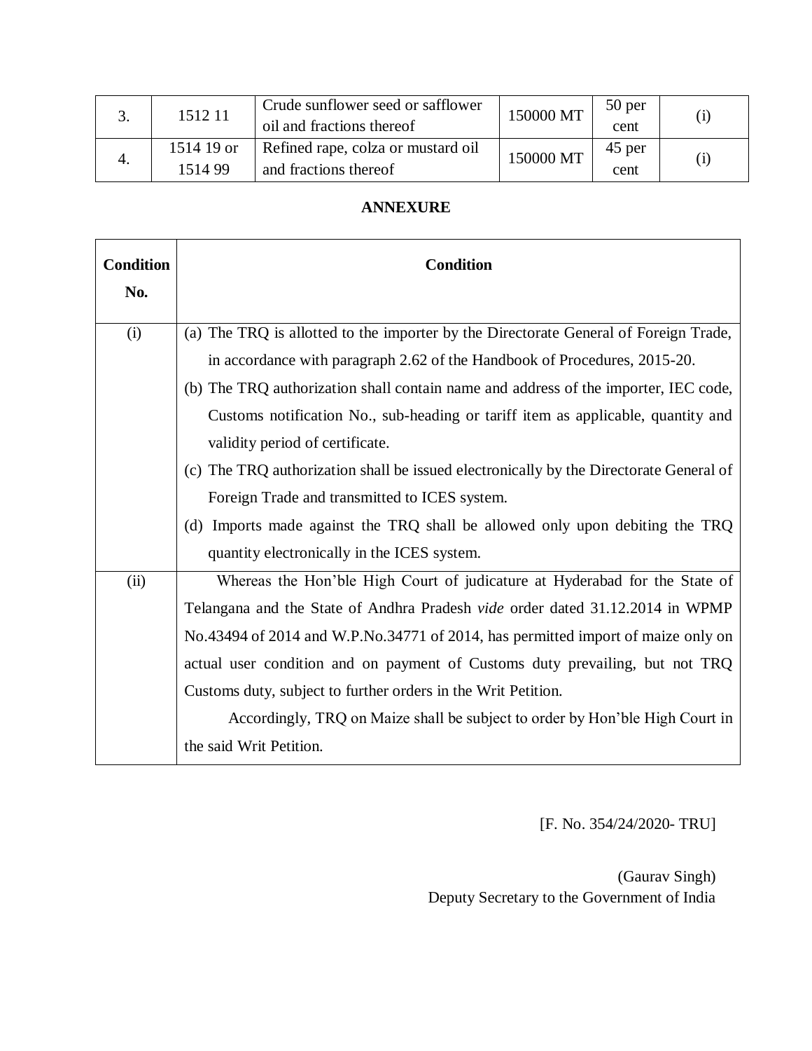| | | | | | |
|---|---|---|---|---|---|
| 3. | 1512 11 | Crude sunflower seed or safflower oil and fractions thereof | 150000 MT | 50 per cent | (i) |
| 4. | 1514 19 or 1514 99 | Refined rape, colza or mustard oil and fractions thereof | 150000 MT | 45 per cent | (i) |

**ANNEXURE**

| Condition No. | Condition |
|---|---|
| (i) | (a) The TRQ is allotted to the importer by the Directorate General of Foreign Trade, in accordance with paragraph 2.62 of the Handbook of Procedures, 2015-20. (b) The TRQ authorization shall contain name and address of the importer, IEC code, Customs notification No., sub-heading or tariff item as applicable, quantity and validity period of certificate. (c) The TRQ authorization shall be issued electronically by the Directorate General of Foreign Trade and transmitted to ICES system. (d) Imports made against the TRQ shall be allowed only upon debiting the TRQ quantity electronically in the ICES system. |
| (ii) | Whereas the Hon'ble High Court of judicature at Hyderabad for the State of Telangana and the State of Andhra Pradesh *vide* order dated 31.12.2014 in WPMP No.43494 of 2014 and W.P.No.34771 of 2014, has permitted import of maize only on actual user condition and on payment of Customs duty prevailing, but not TRQ Customs duty, subject to further orders in the Writ Petition. Accordingly, TRQ on Maize shall be subject to order by Hon'ble High Court in the said Writ Petition. |

[F. No. 354/24/2020- TRU]

(Gaurav Singh)
Deputy Secretary to the Government of India